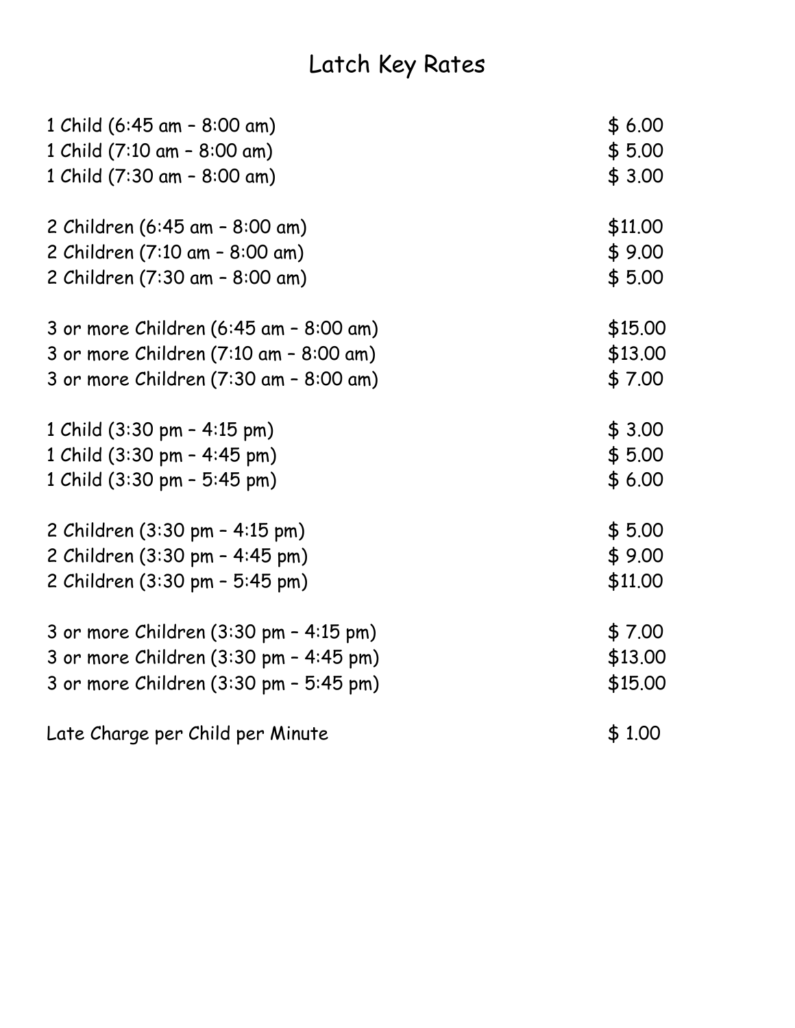# Latch Key Rates

| | |
|---|---|
| 1 Child (6:45 am – 8:00 am) | $ 6.00 |
| 1 Child (7:10 am – 8:00 am) | $ 5.00 |
| 1 Child (7:30 am – 8:00 am) | $ 3.00 |
| | |
| 2 Children (6:45 am – 8:00 am) | $11.00 |
| 2 Children (7:10 am – 8:00 am) | $ 9.00 |
| 2 Children (7:30 am – 8:00 am) | $ 5.00 |
| | |
| 3 or more Children (6:45 am – 8:00 am) | $15.00 |
| 3 or more Children (7:10 am – 8:00 am) | $13.00 |
| 3 or more Children (7:30 am – 8:00 am) | $ 7.00 |
| | |
| 1 Child (3:30 pm – 4:15 pm) | $ 3.00 |
| 1 Child (3:30 pm – 4:45 pm) | $ 5.00 |
| 1 Child (3:30 pm – 5:45 pm) | $ 6.00 |
| | |
| 2 Children (3:30 pm – 4:15 pm) | $ 5.00 |
| 2 Children (3:30 pm – 4:45 pm) | $ 9.00 |
| 2 Children (3:30 pm – 5:45 pm) | $11.00 |
| | |
| 3 or more Children (3:30 pm – 4:15 pm) | $ 7.00 |
| 3 or more Children (3:30 pm – 4:45 pm) | $13.00 |
| 3 or more Children (3:30 pm – 5:45 pm) | $15.00 |
| | |
| Late Charge per Child per Minute | $ 1.00 |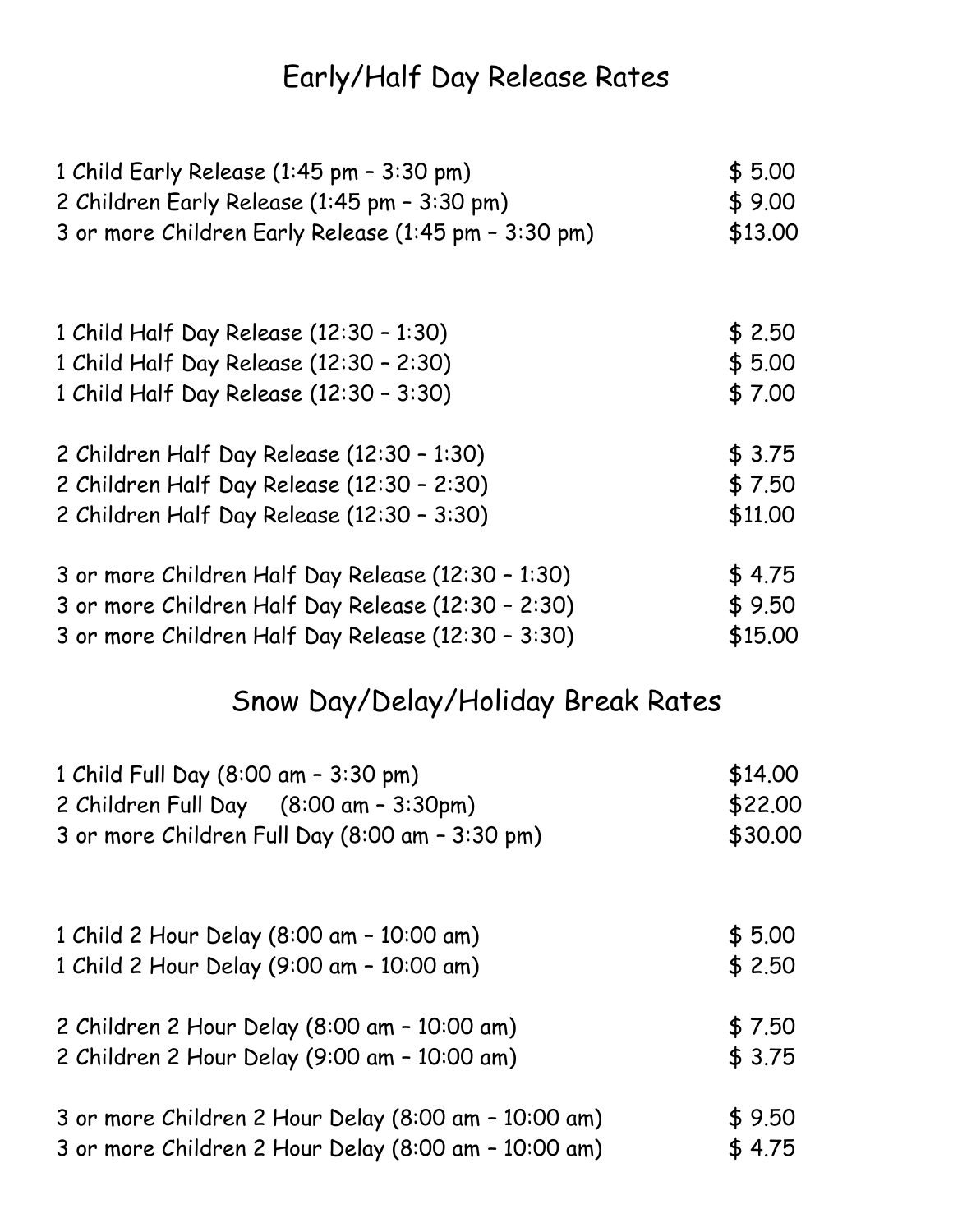## Early/Half Day Release Rates

| | |
|---|---|
| 1 Child Early Release (1:45 pm – 3:30 pm) | $ 5.00 |
| 2 Children Early Release (1:45 pm – 3:30 pm) | $ 9.00 |
| 3 or more Children Early Release (1:45 pm – 3:30 pm) | $13.00 |
| | |
| 1 Child Half Day Release (12:30 – 1:30) | $ 2.50 |
| 1 Child Half Day Release (12:30 – 2:30) | $ 5.00 |
| 1 Child Half Day Release (12:30 – 3:30) | $ 7.00 |
| | |
| 2 Children Half Day Release (12:30 – 1:30) | $ 3.75 |
| 2 Children Half Day Release (12:30 – 2:30) | $ 7.50 |
| 2 Children Half Day Release (12:30 – 3:30) | $11.00 |
| | |
| 3 or more Children Half Day Release (12:30 – 1:30) | $ 4.75 |
| 3 or more Children Half Day Release (12:30 – 2:30) | $ 9.50 |
| 3 or more Children Half Day Release (12:30 – 3:30) | $15.00 |

## Snow Day/Delay/Holiday Break Rates

| | |
|---|---|
| 1 Child Full Day (8:00 am – 3:30 pm) | $14.00 |
| 2 Children Full Day (8:00 am – 3:30pm) | $22.00 |
| 3 or more Children Full Day (8:00 am – 3:30 pm) | $30.00 |
| | |
| 1 Child 2 Hour Delay (8:00 am – 10:00 am) | $ 5.00 |
| 1 Child 2 Hour Delay (9:00 am – 10:00 am) | $ 2.50 |
| | |
| 2 Children 2 Hour Delay (8:00 am – 10:00 am) | $ 7.50 |
| 2 Children 2 Hour Delay (9:00 am – 10:00 am) | $ 3.75 |
| | |
| 3 or more Children 2 Hour Delay (8:00 am – 10:00 am) | $ 9.50 |
| 3 or more Children 2 Hour Delay (8:00 am – 10:00 am) | $ 4.75 |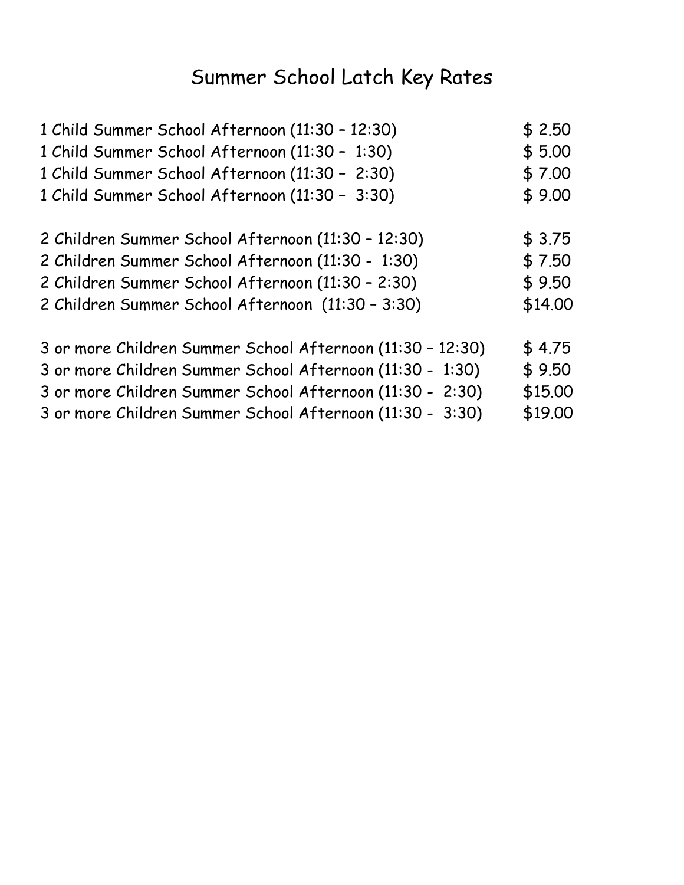# Summer School Latch Key Rates

| | |
|---|---|
| 1 Child Summer School Afternoon (11:30 – 12:30) | $ 2.50 |
| 1 Child Summer School Afternoon (11:30 – 1:30) | $ 5.00 |
| 1 Child Summer School Afternoon (11:30 – 2:30) | $ 7.00 |
| 1 Child Summer School Afternoon (11:30 – 3:30) | $ 9.00 |
| 2 Children Summer School Afternoon (11:30 – 12:30) | $ 3.75 |
| 2 Children Summer School Afternoon (11:30 - 1:30) | $ 7.50 |
| 2 Children Summer School Afternoon (11:30 – 2:30) | $ 9.50 |
| 2 Children Summer School Afternoon (11:30 – 3:30) | $14.00 |
| 3 or more Children Summer School Afternoon (11:30 – 12:30) | $ 4.75 |
| 3 or more Children Summer School Afternoon (11:30 - 1:30) | $ 9.50 |
| 3 or more Children Summer School Afternoon (11:30 - 2:30) | $15.00 |
| 3 or more Children Summer School Afternoon (11:30 - 3:30) | $19.00 |